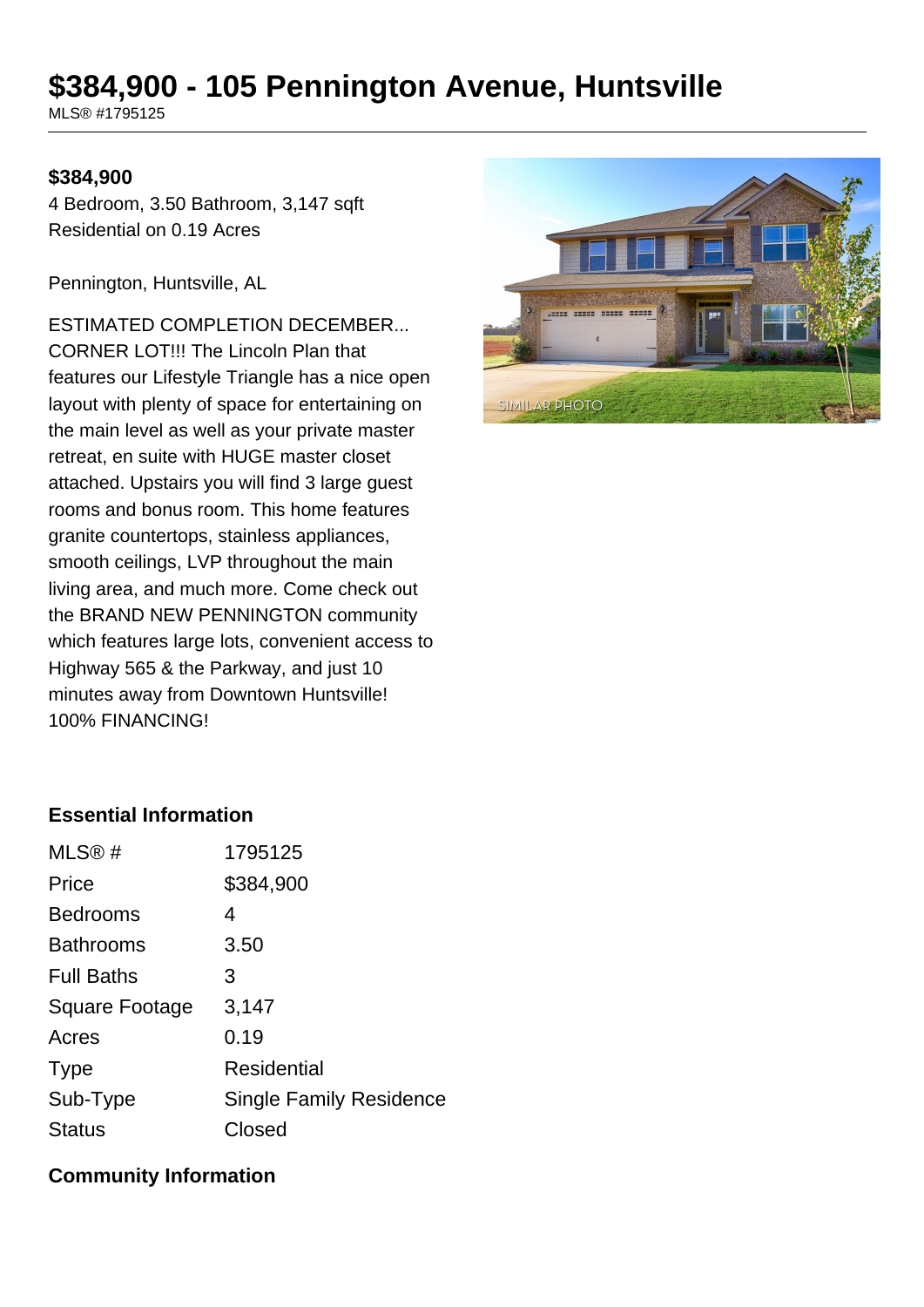# $384,900 - 105 Pennington Avenue, Huntsville

MLS® #1795125

**$384,900**

4 Bedroom, 3.50 Bathroom, 3,147 sqft

Residential on 0.19 Acres

Pennington, Huntsville, AL

ESTIMATED COMPLETION DECEMBER... CORNER LOT!!! The Lincoln Plan that features our Lifestyle Triangle has a nice open layout with plenty of space for entertaining on the main level as well as your private master retreat, en suite with HUGE master closet attached. Upstairs you will find 3 large guest rooms and bonus room. This home features granite countertops, stainless appliances, smooth ceilings, LVP throughout the main living area, and much more. Come check out the BRAND NEW PENNINGTON community which features large lots, convenient access to Highway 565 & the Parkway, and just 10 minutes away from Downtown Huntsville! 100% FINANCING!

### Essential Information

| | |
|---|---|
| MLS® # | 1795125 |
| Price | $384,900 |
| Bedrooms | 4 |
| Bathrooms | 3.50 |
| Full Baths | 3 |
| Square Footage | 3,147 |
| Acres | 0.19 |
| Type | Residential |
| Sub-Type | Single Family Residence |
| Status | Closed |

### Community Information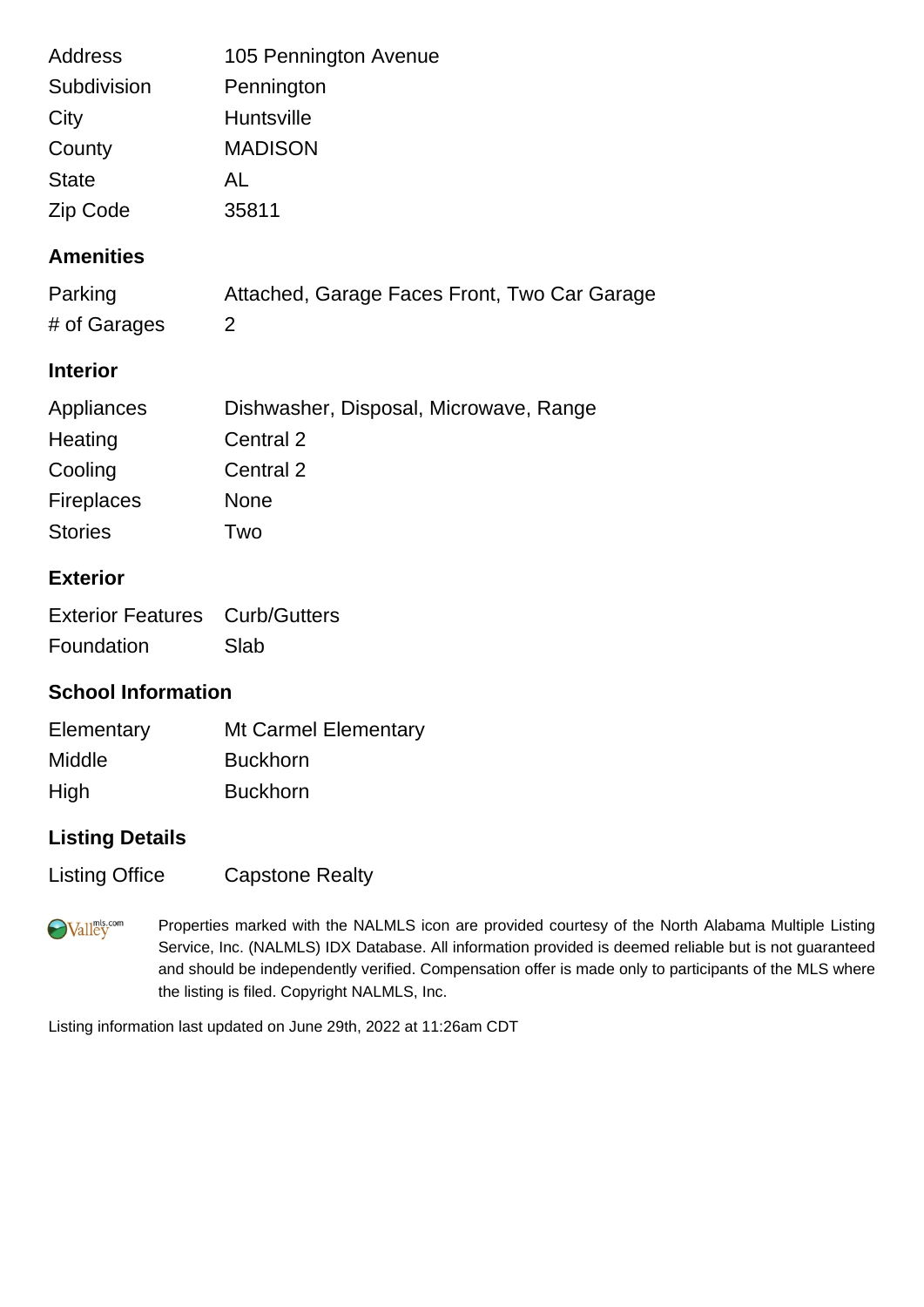| | |
|---|---|
| Address | 105 Pennington Avenue |
| Subdivision | Pennington |
| City | Huntsville |
| County | MADISON |
| State | AL |
| Zip Code | 35811 |

### Amenities

| | |
|---|---|
| Parking | Attached, Garage Faces Front, Two Car Garage |
| # of Garages | 2 |

### Interior

| | |
|---|---|
| Appliances | Dishwasher, Disposal, Microwave, Range |
| Heating | Central 2 |
| Cooling | Central 2 |
| Fireplaces | None |
| Stories | Two |

### Exterior

| | |
|---|---|
| Exterior Features | Curb/Gutters |
| Foundation | Slab |

### School Information

| | |
|---|---|
| Elementary | Mt Carmel Elementary |
| Middle | Buckhorn |
| High | Buckhorn |

### Listing Details

| | |
|---|---|
| Listing Office | Capstone Realty |

Properties marked with the NALMLS icon are provided courtesy of the North Alabama Multiple Listing Service, Inc. (NALMLS) IDX Database. All information provided is deemed reliable but is not guaranteed and should be independently verified. Compensation offer is made only to participants of the MLS where the listing is filed. Copyright NALMLS, Inc.

Listing information last updated on June 29th, 2022 at 11:26am CDT